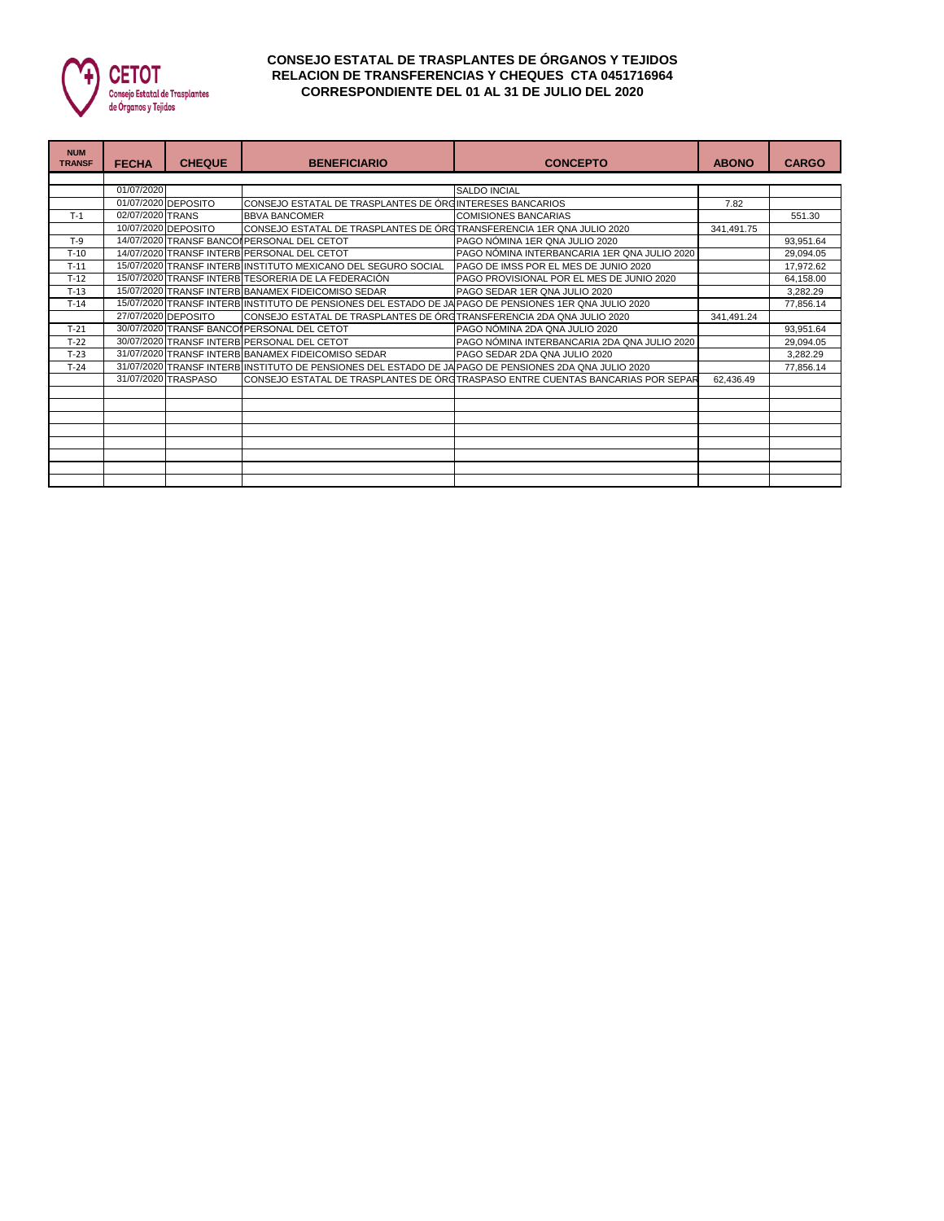CETOT
Consejo Estatal de Trasplantes de Órganos y Tejidos

# CONSEJO ESTATAL DE TRASPLANTES DE ÓRGANOS Y TEJIDOS
## RELACION DE TRANSFERENCIAS Y CHEQUES CTA 0451716964
## CORRESPONDIENTE DEL 01 AL 31 DE JULIO DEL 2020

| NUM TRANSF | FECHA | CHEQUE | BENEFICIARIO | CONCEPTO | ABONO | CARGO |
|---|---|---|---|---|---|---|
| | 01/07/2020 | | | SALDO INCIAL | | |
| | 01/07/2020 | DEPOSITO | CONSEJO ESTATAL DE TRASPLANTES DE ÓRG | INTERESES BANCARIOS | 7.82 | |
| T-1 | 02/07/2020 | TRANS | BBVA BANCOMER | COMISIONES BANCARIAS | | 551.30 |
| | 10/07/2020 | DEPOSITO | CONSEJO ESTATAL DE TRASPLANTES DE ÓRG | TRANSFERENCIA 1ER QNA JULIO 2020 | 341,491.75 | |
| T-9 | 14/07/2020 | TRANSF BANCOI | PERSONAL DEL CETOT | PAGO NÓMINA 1ER QNA JULIO 2020 | | 93,951.64 |
| T-10 | 14/07/2020 | TRANSF INTERB | PERSONAL DEL CETOT | PAGO NÓMINA INTERBANCARIA 1ER QNA JULIO 2020 | | 29,094.05 |
| T-11 | 15/07/2020 | TRANSF INTERB | INSTITUTO MEXICANO DEL SEGURO SOCIAL | PAGO DE IMSS POR EL MES DE JUNIO 2020 | | 17,972.62 |
| T-12 | 15/07/2020 | TRANSF INTERB | TESORERIA DE LA FEDERACIÓN | PAGO PROVISIONAL POR EL MES DE JUNIO 2020 | | 64,158.00 |
| T-13 | 15/07/2020 | TRANSF INTERB | BANAMEX FIDEICOMISO SEDAR | PAGO SEDAR 1ER QNA JULIO 2020 | | 3,282.29 |
| T-14 | 15/07/2020 | TRANSF INTERB | INSTITUTO DE PENSIONES DEL ESTADO DE JA | PAGO DE PENSIONES 1ER QNA JULIO 2020 | | 77,856.14 |
| | 27/07/2020 | DEPOSITO | CONSEJO ESTATAL DE TRASPLANTES DE ÓRG | TRANSFERENCIA 2DA QNA JULIO 2020 | 341,491.24 | |
| T-21 | 30/07/2020 | TRANSF BANCOI | PERSONAL DEL CETOT | PAGO NÓMINA 2DA QNA JULIO 2020 | | 93,951.64 |
| T-22 | 30/07/2020 | TRANSF INTERB | PERSONAL DEL CETOT | PAGO NÓMINA INTERBANCARIA 2DA QNA JULIO 2020 | | 29,094.05 |
| T-23 | 31/07/2020 | TRANSF INTERB | BANAMEX FIDEICOMISO SEDAR | PAGO SEDAR 2DA QNA JULIO 2020 | | 3,282.29 |
| T-24 | 31/07/2020 | TRANSF INTERB | INSTITUTO DE PENSIONES DEL ESTADO DE JA | PAGO DE PENSIONES 2DA QNA JULIO 2020 | | 77,856.14 |
| | 31/07/2020 | TRASPASO | CONSEJO ESTATAL DE TRASPLANTES DE ÓRG | TRASPASO ENTRE CUENTAS BANCARIAS POR SEPAR | 62,436.49 | |
| | | | | | | |
| | | | | | | |
| | | | | | | |
| | | | | | | |
| | | | | | | |
| | | | | | | |
| | | | | | | |
| | | | | | | |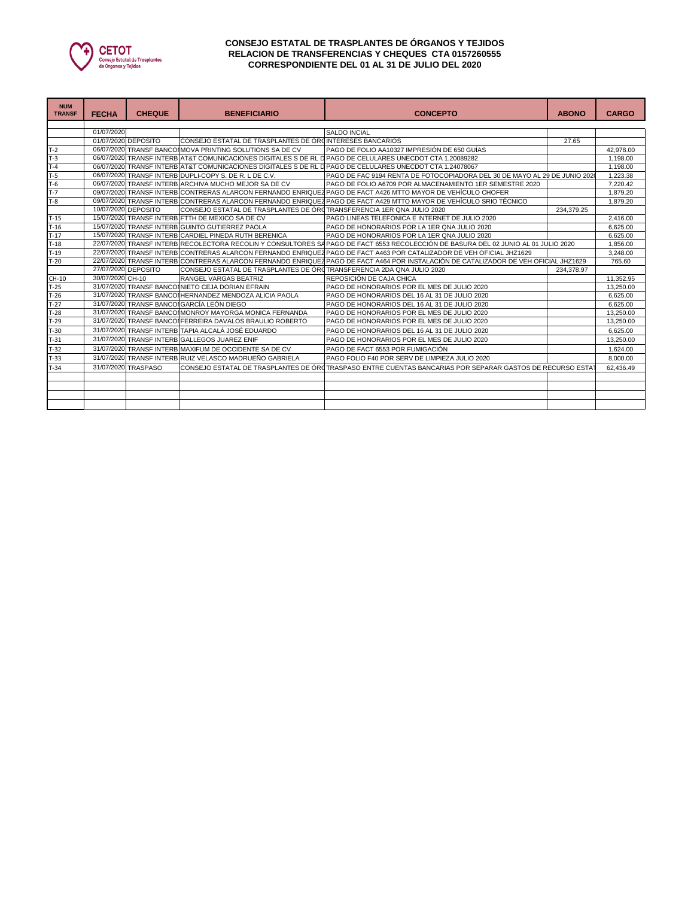### CONSEJO ESTATAL DE TRASPLANTES DE ÓRGANOS Y TEJIDOS
### RELACION DE TRANSFERENCIAS Y CHEQUES CTA 0157260555
### CORRESPONDIENTE DEL 01 AL 31 DE JULIO DEL 2020

| NUM TRANSF | FECHA | CHEQUE | BENEFICIARIO | CONCEPTO | ABONO | CARGO |
|---|---|---|---|---|---|---|
| | 01/07/2020 | | | SALDO INCIAL | | |
| | 01/07/2020 | DEPOSITO | CONSEJO ESTATAL DE TRASPLANTES DE ÓRG | INTERESES BANCARIOS | 27.65 | |
| T-2 | 06/07/2020 | TRANSF BANCOI | MOVA PRINTING SOLUTIONS SA DE CV | PAGO DE FOLIO AA10327 IMPRESIÓN DE 650 GUÍAS | | 42,978.00 |
| T-3 | 06/07/2020 | TRANSF INTERB | AT&T COMUNICACIONES DIGITALES S DE RL D | PAGO DE CELULARES UNECDOT CTA 1.20089282 | | 1,198.00 |
| T-4 | 06/07/2020 | TRANSF INTERB | AT&T COMUNICACIONES DIGITALES S DE RL D | PAGO DE CELULARES UNECDOT CTA 1.24078067 | | 1,198.00 |
| T-5 | 06/07/2020 | TRANSF INTERB | DUPLI-COPY S. DE R. L DE C.V. | PAGO DE FAC 9194 RENTA DE FOTOCOPIADORA DEL 30 DE MAYO AL 29 DE JUNIO 2020 | | 1,223.38 |
| T-6 | 06/07/2020 | TRANSF INTERB | ARCHIVA MUCHO MEJOR SA DE CV | PAGO DE FOLIO A6709 POR ALMACENAMIENTO 1ER SEMESTRE 2020 | | 7,220.42 |
| T-7 | 09/07/2020 | TRANSF INTERB | CONTRERAS ALARCON FERNANDO ENRIQUEZ | PAGO DE FACT A426 MTTO MAYOR DE VEHÍCULO CHOFER | | 1,879.20 |
| T-8 | 09/07/2020 | TRANSF INTERB | CONTRERAS ALARCON FERNANDO ENRIQUEZ | PAGO DE FACT A429 MTTO MAYOR DE VEHÍCULO SRIO TÉCNICO | | 1,879.20 |
| | 10/07/2020 | DEPOSITO | CONSEJO ESTATAL DE TRASPLANTES DE ÓRG | TRANSFERENCIA 1ER QNA JULIO 2020 | 234,379.25 | |
| T-15 | 15/07/2020 | TRANSF INTERB | FTTH DE MEXICO SA DE CV | PAGO LINEAS TELEFONICA E INTERNET DE JULIO 2020 | | 2,416.00 |
| T-16 | 15/07/2020 | TRANSF INTERB | GUINTO GUTIERREZ PAOLA | PAGO DE HONORARIOS POR LA 1ER QNA JULIO 2020 | | 6,625.00 |
| T-17 | 15/07/2020 | TRANSF INTERB | CARDIEL PINEDA RUTH BERENICA | PAGO DE HONORARIOS POR LA 1ER QNA JULIO 2020 | | 6,625.00 |
| T-18 | 22/07/2020 | TRANSF INTERB | RECOLECTORA RECOLIN Y CONSULTORES SA | PAGO DE FACT 6553 RECOLECCIÓN DE BASURA DEL 02 JUNIO AL 01 JULIO 2020 | | 1,856.00 |
| T-19 | 22/07/2020 | TRANSF INTERB | CONTRERAS ALARCON FERNANDO ENRIQUEZ | PAGO DE FACT A463 POR CATALIZADOR DE VEH OFICIAL JHZ1629 | | 3,248.00 |
| T-20 | 22/07/2020 | TRANSF INTERB | CONTRERAS ALARCON FERNANDO ENRIQUEZ | PAGO DE FACT A464 POR INSTALACIÓN DE CATALIZADOR DE VEH OFICIAL JHZ1629 | | 765.60 |
| | 27/07/2020 | DEPOSITO | CONSEJO ESTATAL DE TRASPLANTES DE ÓRG | TRANSFERENCIA 2DA QNA JULIO 2020 | 234,378.97 | |
| CH-10 | 30/07/2020 | CH-10 | RANGEL VARGAS BEATRIZ | REPOSICIÓN DE CAJA CHICA | | 11,352.95 |
| T-25 | 31/07/2020 | TRANSF BANCOI | NIETO CEJA DORIAN EFRAIN | PAGO DE HONORARIOS POR EL MES DE JULIO 2020 | | 13,250.00 |
| T-26 | 31/07/2020 | TRANSF BANCOI | HERNANDEZ MENDOZA ALICIA PAOLA | PAGO DE HONORARIOS DEL 16 AL 31 DE JULIO 2020 | | 6,625.00 |
| T-27 | 31/07/2020 | TRANSF BANCOI | GARCÍA LEÓN DIEGO | PAGO DE HONORARIOS DEL 16 AL 31 DE JULIO 2020 | | 6,625.00 |
| T-28 | 31/07/2020 | TRANSF BANCOI | MONROY MAYORGA MONICA FERNANDA | PAGO DE HONORARIOS POR EL MES DE JULIO 2020 | | 13,250.00 |
| T-29 | 31/07/2020 | TRANSF BANCOI | FERREIRA DAVALOS BRAULIO ROBERTO | PAGO DE HONORARIOS POR EL MES DE JULIO 2020 | | 13,250.00 |
| T-30 | 31/07/2020 | TRANSF INTERB | TAPIA ALCALÁ JOSÉ EDUARDO | PAGO DE HONORARIOS DEL 16 AL 31 DE JULIO 2020 | | 6,625.00 |
| T-31 | 31/07/2020 | TRANSF INTERB | GALLEGOS JUAREZ ENIF | PAGO DE HONORARIOS POR EL MES DE JULIO 2020 | | 13,250.00 |
| T-32 | 31/07/2020 | TRANSF INTERB | MAXIFUM DE OCCIDENTE SA DE CV | PAGO DE FACT 6553 POR FUMIGACIÓN | | 1,624.00 |
| T-33 | 31/07/2020 | TRANSF INTERB | RUIZ VELASCO MADRUEÑO GABRIELA | PAGO FOLIO F40 POR SERV DE LIMPIEZA JULIO 2020 | | 8,000.00 |
| T-34 | 31/07/2020 | TRASPASO | CONSEJO ESTATAL DE TRASPLANTES DE ÓRG | TRASPASO ENTRE CUENTAS BANCARIAS POR SEPARAR GASTOS DE RECURSO ESTAT | | 62,436.49 |
| | | | | | | |
| | | | | | | |
| | | | | | | |
| | | | | | | |